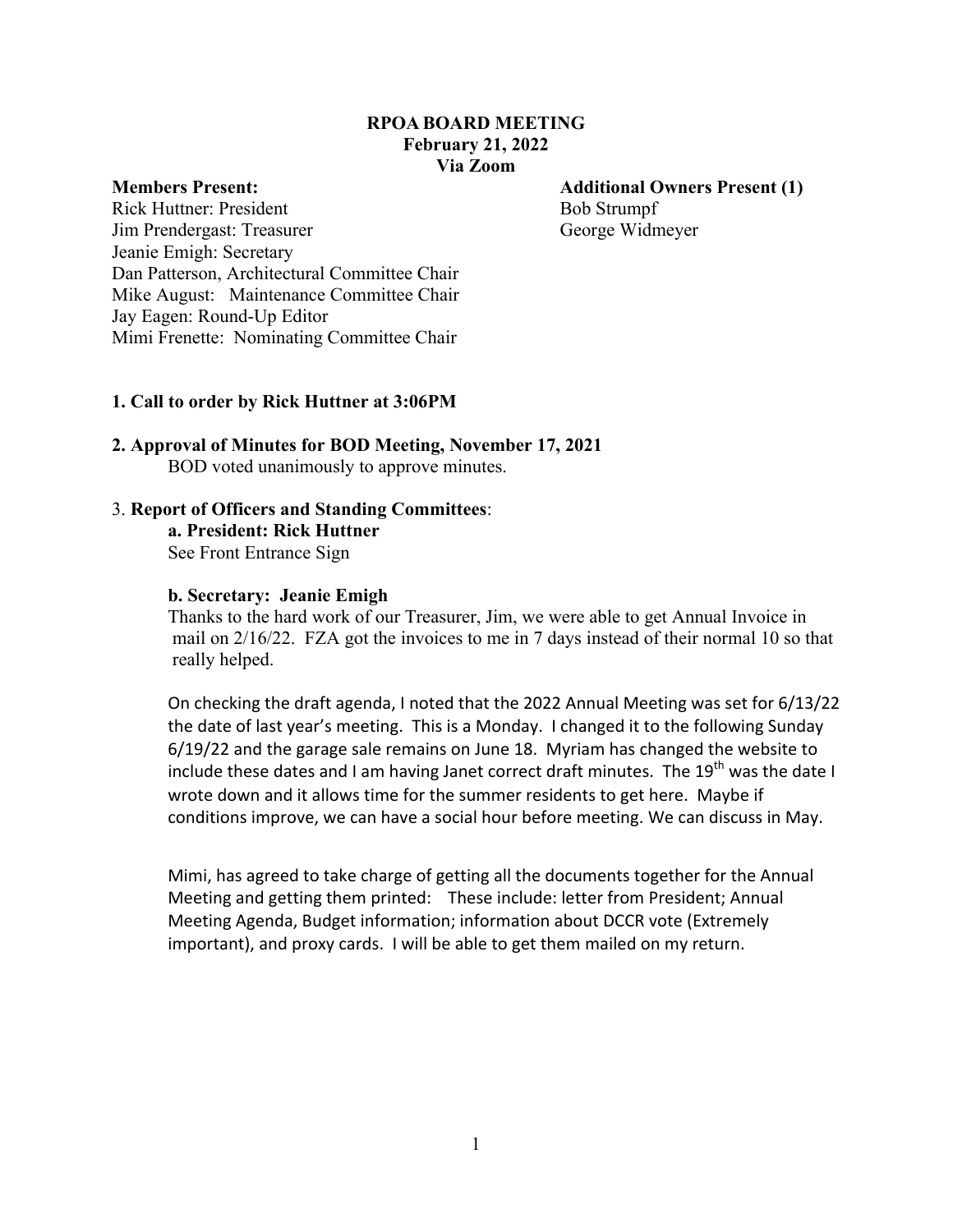# RPOA BOARD MEETING
## February 21, 2022
## Via Zoom

**Members Present:**
Rick Huttner: President
Jim Prendergast: Treasurer
Jeanie Emigh: Secretary
Dan Patterson, Architectural Committee Chair
Mike August: Maintenance Committee Chair
Jay Eagen: Round-Up Editor
Mimi Frenette: Nominating Committee Chair

**Additional Owners Present (1)**
Bob Strumpf
George Widmeyer

**1. Call to order by Rick Huttner at 3:06PM**

**2. Approval of Minutes for BOD Meeting, November 17, 2021**

BOD voted unanimously to approve minutes.

3. **Report of Officers and Standing Committees**:

**a. President: Rick Huttner**

See Front Entrance Sign

**b. Secretary: Jeanie Emigh**

Thanks to the hard work of our Treasurer, Jim, we were able to get Annual Invoice in mail on 2/16/22. FZA got the invoices to me in 7 days instead of their normal 10 so that really helped.

On checking the draft agenda, I noted that the 2022 Annual Meeting was set for 6/13/22 the date of last year's meeting. This is a Monday. I changed it to the following Sunday 6/19/22 and the garage sale remains on June 18. Myriam has changed the website to include these dates and I am having Janet correct draft minutes. The 19th was the date I wrote down and it allows time for the summer residents to get here. Maybe if conditions improve, we can have a social hour before meeting. We can discuss in May.

Mimi, has agreed to take charge of getting all the documents together for the Annual Meeting and getting them printed: These include: letter from President; Annual Meeting Agenda, Budget information; information about DCCR vote (Extremely important), and proxy cards. I will be able to get them mailed on my return.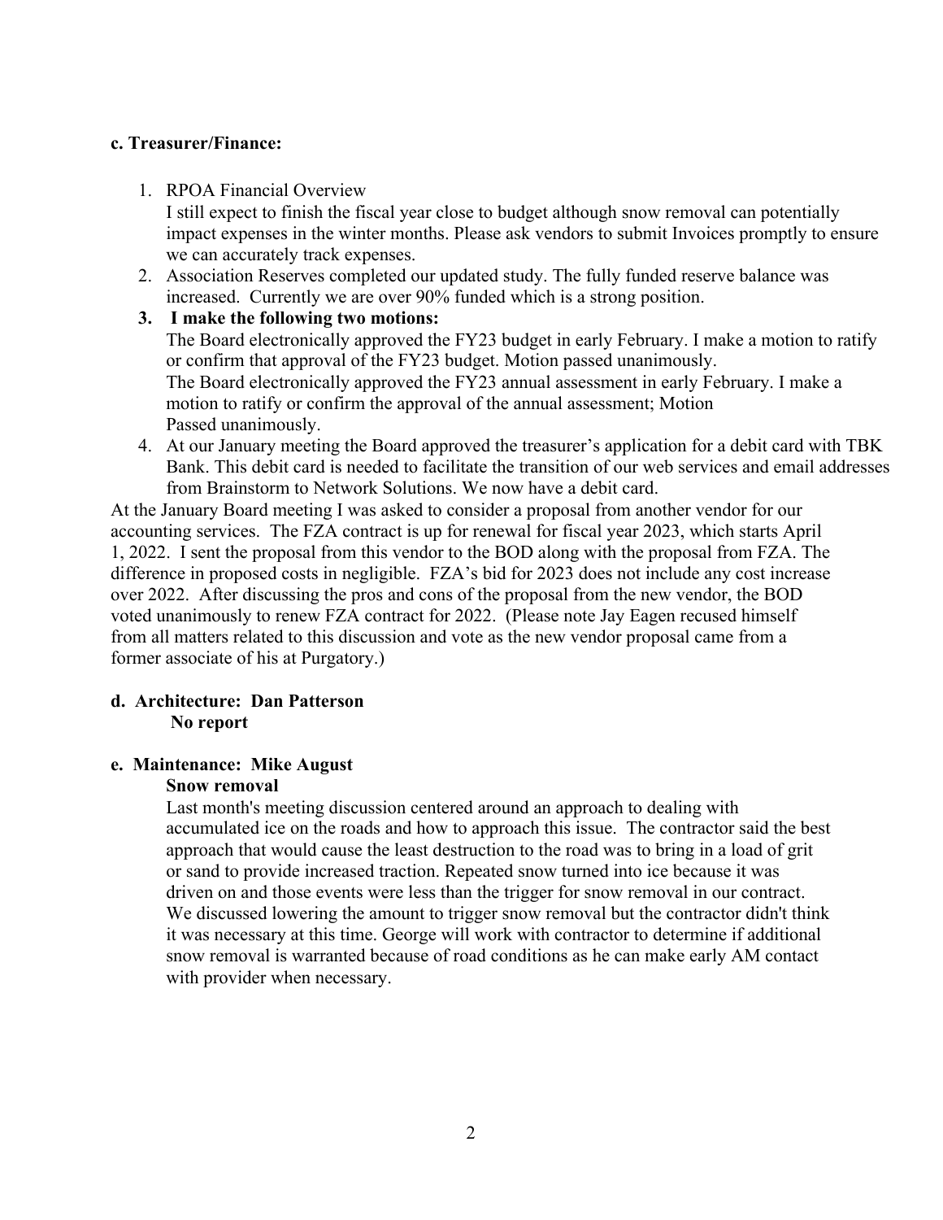**c. Treasurer/Finance:**

1. RPOA Financial Overview
   I still expect to finish the fiscal year close to budget although snow removal can potentially impact expenses in the winter months. Please ask vendors to submit Invoices promptly to ensure we can accurately track expenses.
2. Association Reserves completed our updated study. The fully funded reserve balance was increased. Currently we are over 90% funded which is a strong position.
3. **I make the following two motions:**
   The Board electronically approved the FY23 budget in early February. I make a motion to ratify or confirm that approval of the FY23 budget. Motion passed unanimously.
   The Board electronically approved the FY23 annual assessment in early February. I make a motion to ratify or confirm the approval of the annual assessment; Motion Passed unanimously.
4. At our January meeting the Board approved the treasurer's application for a debit card with TBK Bank. This debit card is needed to facilitate the transition of our web services and email addresses from Brainstorm to Network Solutions. We now have a debit card.

At the January Board meeting I was asked to consider a proposal from another vendor for our accounting services. The FZA contract is up for renewal for fiscal year 2023, which starts April 1, 2022. I sent the proposal from this vendor to the BOD along with the proposal from FZA. The difference in proposed costs in negligible. FZA's bid for 2023 does not include any cost increase over 2022. After discussing the pros and cons of the proposal from the new vendor, the BOD voted unanimously to renew FZA contract for 2022. (Please note Jay Eagen recused himself from all matters related to this discussion and vote as the new vendor proposal came from a former associate of his at Purgatory.)

**d. Architecture: Dan Patterson**
**No report**

**e. Maintenance: Mike August**
**Snow removal**
Last month's meeting discussion centered around an approach to dealing with accumulated ice on the roads and how to approach this issue. The contractor said the best approach that would cause the least destruction to the road was to bring in a load of grit or sand to provide increased traction. Repeated snow turned into ice because it was driven on and those events were less than the trigger for snow removal in our contract. We discussed lowering the amount to trigger snow removal but the contractor didn't think it was necessary at this time. George will work with contractor to determine if additional snow removal is warranted because of road conditions as he can make early AM contact with provider when necessary.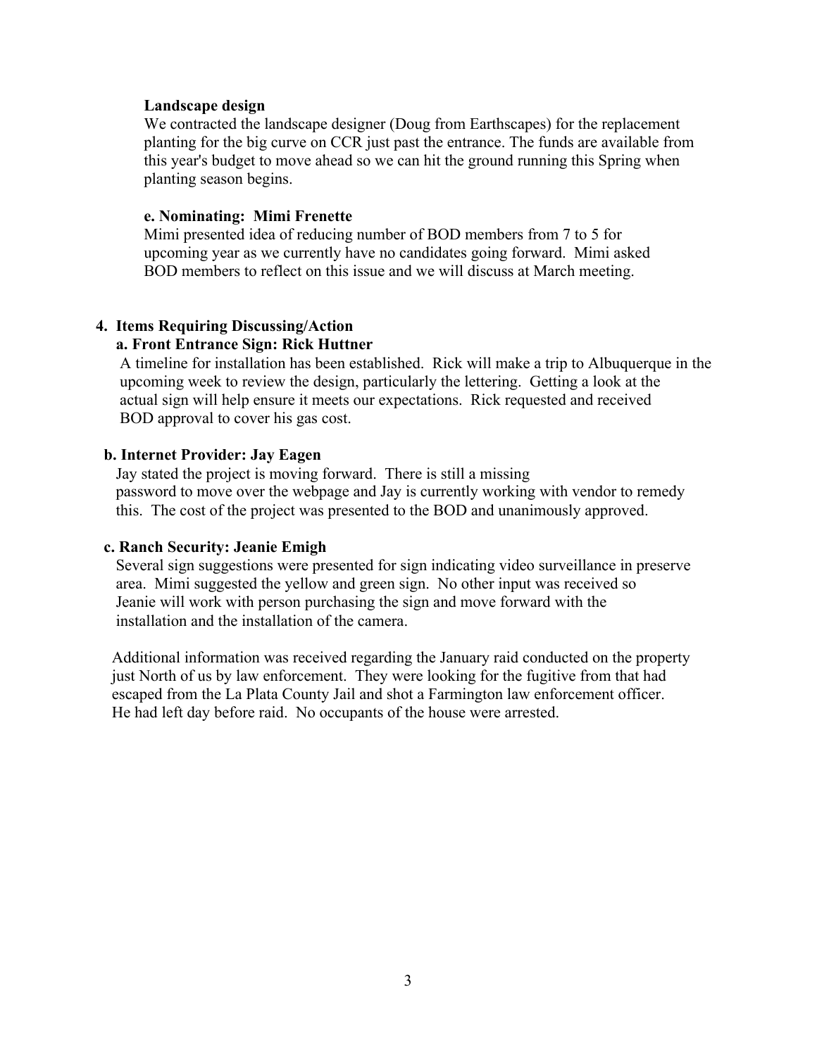**Landscape design**

We contracted the landscape designer (Doug from Earthscapes) for the replacement planting for the big curve on CCR just past the entrance. The funds are available from this year's budget to move ahead so we can hit the ground running this Spring when planting season begins.

**e. Nominating: Mimi Frenette**

Mimi presented idea of reducing number of BOD members from 7 to 5 for upcoming year as we currently have no candidates going forward. Mimi asked BOD members to reflect on this issue and we will discuss at March meeting.

**4. Items Requiring Discussing/Action**

**a. Front Entrance Sign: Rick Huttner**

A timeline for installation has been established. Rick will make a trip to Albuquerque in the upcoming week to review the design, particularly the lettering. Getting a look at the actual sign will help ensure it meets our expectations. Rick requested and received BOD approval to cover his gas cost.

**b. Internet Provider: Jay Eagen**

Jay stated the project is moving forward. There is still a missing password to move over the webpage and Jay is currently working with vendor to remedy this. The cost of the project was presented to the BOD and unanimously approved.

**c. Ranch Security: Jeanie Emigh**

Several sign suggestions were presented for sign indicating video surveillance in preserve area. Mimi suggested the yellow and green sign. No other input was received so Jeanie will work with person purchasing the sign and move forward with the installation and the installation of the camera.

Additional information was received regarding the January raid conducted on the property just North of us by law enforcement. They were looking for the fugitive from that had escaped from the La Plata County Jail and shot a Farmington law enforcement officer. He had left day before raid. No occupants of the house were arrested.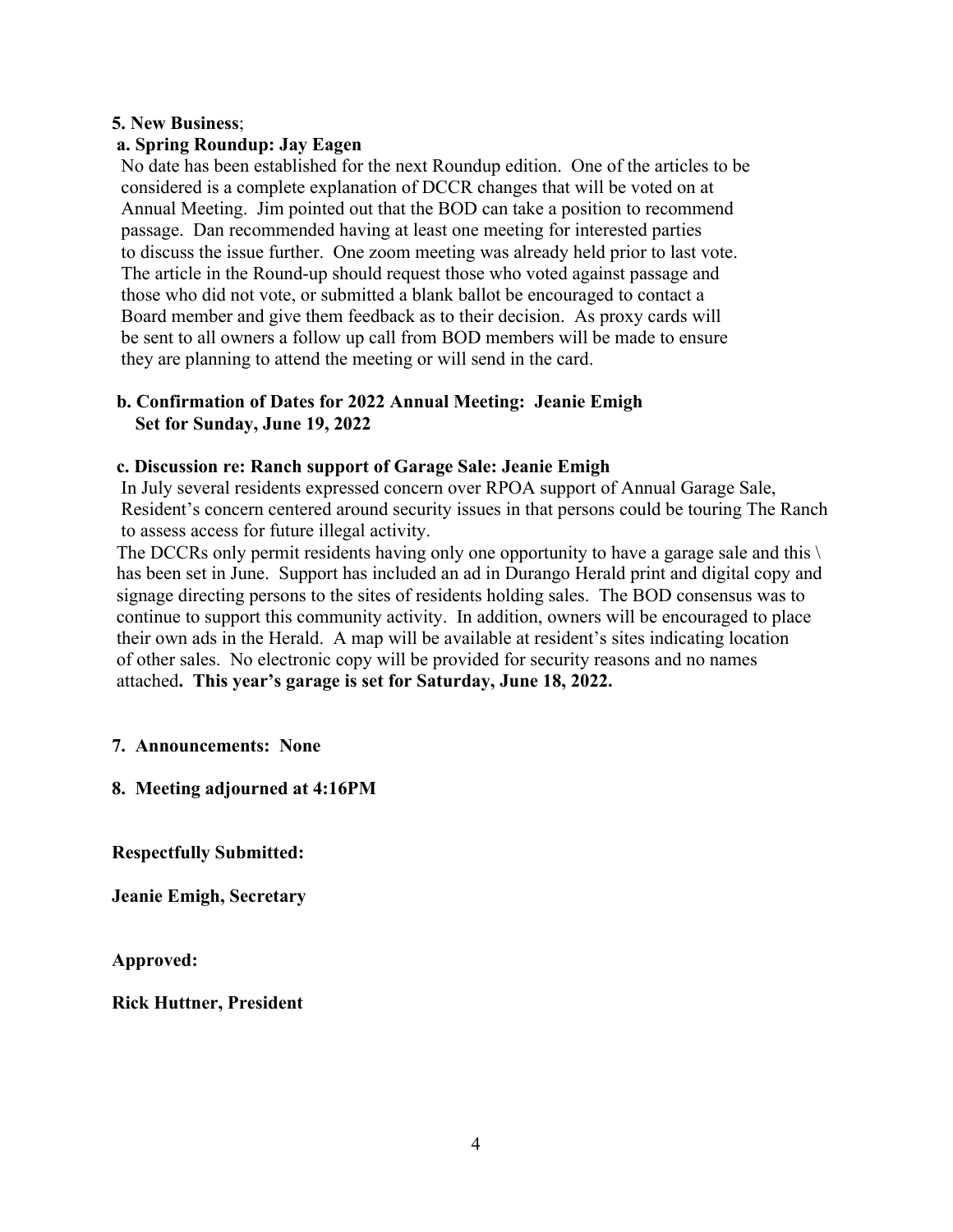**5. New Business**;

**a. Spring Roundup: Jay Eagen**

No date has been established for the next Roundup edition. One of the articles to be considered is a complete explanation of DCCR changes that will be voted on at Annual Meeting. Jim pointed out that the BOD can take a position to recommend passage. Dan recommended having at least one meeting for interested parties to discuss the issue further. One zoom meeting was already held prior to last vote. The article in the Round-up should request those who voted against passage and those who did not vote, or submitted a blank ballot be encouraged to contact a Board member and give them feedback as to their decision. As proxy cards will be sent to all owners a follow up call from BOD members will be made to ensure they are planning to attend the meeting or will send in the card.

**b. Confirmation of Dates for 2022 Annual Meeting: Jeanie Emigh**
**Set for Sunday, June 19, 2022**

**c. Discussion re: Ranch support of Garage Sale: Jeanie Emigh**

In July several residents expressed concern over RPOA support of Annual Garage Sale, Resident's concern centered around security issues in that persons could be touring The Ranch to assess access for future illegal activity.

The DCCRs only permit residents having only one opportunity to have a garage sale and this \ has been set in June. Support has included an ad in Durango Herald print and digital copy and signage directing persons to the sites of residents holding sales. The BOD consensus was to continue to support this community activity. In addition, owners will be encouraged to place their own ads in the Herald. A map will be available at resident's sites indicating location of other sales. No electronic copy will be provided for security reasons and no names attached**. This year's garage is set for Saturday, June 18, 2022.**

**7. Announcements: None**

**8. Meeting adjourned at 4:16PM**

**Respectfully Submitted:**

**Jeanie Emigh, Secretary**

**Approved:**

**Rick Huttner, President**